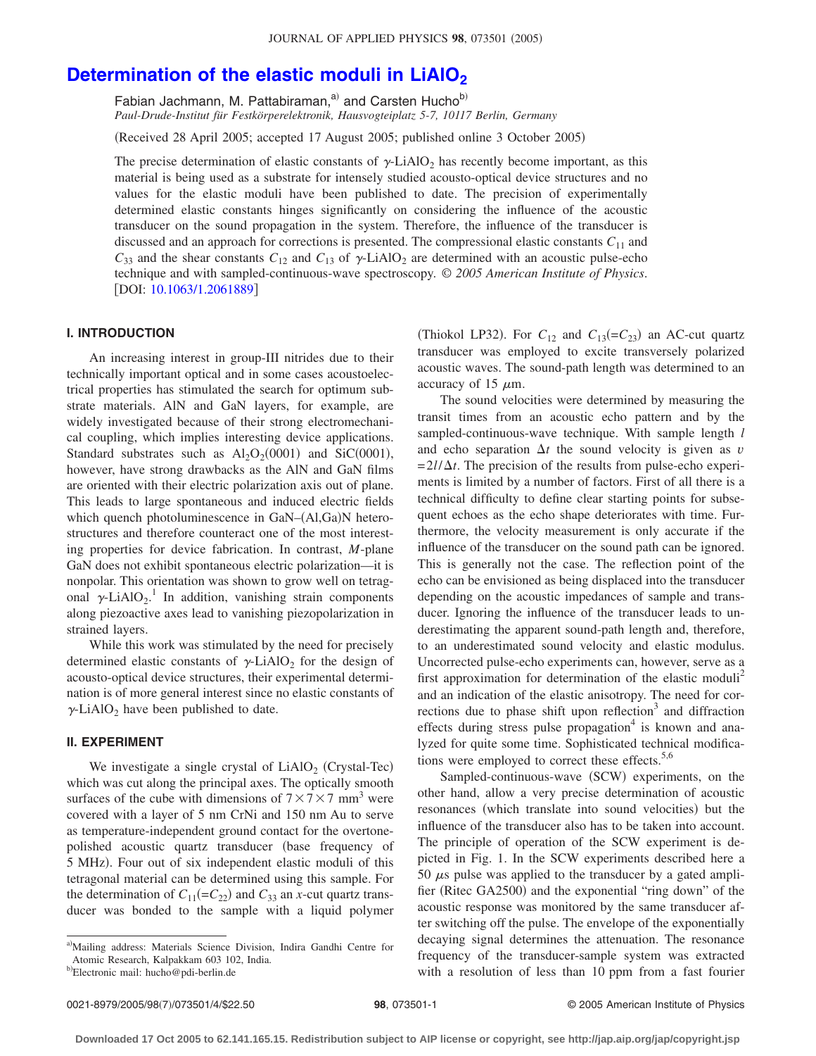# Determination of the elastic moduli in $LiAlO_2$

Fabian Jachmann, M. Pattabiraman,[a] and Carsten Hucho[b]

*Paul-Drude-Institut für Festkörperelektronik, Hausvogteiplatz 5-7, 10117 Berlin, Germany*

(Received 28 April 2005; accepted 17 August 2005; published online 3 October 2005)

The precise determination of elastic constants of $\gamma$-$LiAlO_2$ has recently become important, as this material is being used as a substrate for intensely studied acousto-optical device structures and no values for the elastic moduli have been published to date. The precision of experimentally determined elastic constants hinges significantly on considering the influence of the acoustic transducer on the sound propagation in the system. Therefore, the influence of the transducer is discussed and an approach for corrections is presented. The compressional elastic constants $C_{11}$ and $C_{33}$ and the shear constants $C_{12}$ and $C_{13}$ of $\gamma$-$LiAlO_2$ are determined with an acoustic pulse-echo technique and with sampled-continuous-wave spectroscopy. *© 2005 American Institute of Physics.* [DOI: 10.1063/1.2061889]

## I. INTRODUCTION

An increasing interest in group-III nitrides due to their technically important optical and in some cases acoustoelectrical properties has stimulated the search for optimum substrate materials. AlN and GaN layers, for example, are widely investigated because of their strong electromechanical coupling, which implies interesting device applications. Standard substrates such as $Al_2O_2(0001)$ and SiC(0001), however, have strong drawbacks as the AlN and GaN films are oriented with their electric polarization axis out of plane. This leads to large spontaneous and induced electric fields which quench photoluminescence in GaN–(Al,Ga)N heterostructures and therefore counteract one of the most interesting properties for device fabrication. In contrast, *M*-plane GaN does not exhibit spontaneous electric polarization—it is nonpolar. This orientation was shown to grow well on tetragonal $\gamma$-$LiAlO_2$.[1] In addition, vanishing strain components along piezoactive axes lead to vanishing piezopolarization in strained layers.

While this work was stimulated by the need for precisely determined elastic constants of $\gamma$-$LiAlO_2$ for the design of acousto-optical device structures, their experimental determination is of more general interest since no elastic constants of $\gamma$-$LiAlO_2$ have been published to date.

## II. EXPERIMENT

We investigate a single crystal of $LiAlO_2$ (Crystal-Tec) which was cut along the principal axes. The optically smooth surfaces of the cube with dimensions of $7\times 7\times 7$ mm$^3$ were covered with a layer of 5 nm CrNi and 150 nm Au to serve as temperature-independent ground contact for the overtone-polished acoustic quartz transducer (base frequency of 5 MHz). Four out of six independent elastic moduli of this tetragonal material can be determined using this sample. For the determination of $C_{11}(=C_{22})$ and $C_{33}$ an *x*-cut quartz transducer was bonded to the sample with a liquid polymer (Thiokol LP32). For $C_{12}$ and $C_{13}(=C_{23})$ an AC-cut quartz transducer was employed to excite transversely polarized acoustic waves. The sound-path length was determined to an accuracy of 15 $\mu$m.

The sound velocities were determined by measuring the transit times from an acoustic echo pattern and by the sampled-continuous-wave technique. With sample length $l$ and echo separation $\Delta t$ the sound velocity is given as $v = 2l/\Delta t$. The precision of the results from pulse-echo experiments is limited by a number of factors. First of all there is a technical difficulty to define clear starting points for subsequent echoes as the echo shape deteriorates with time. Furthermore, the velocity measurement is only accurate if the influence of the transducer on the sound path can be ignored. This is generally not the case. The reflection point of the echo can be envisioned as being displaced into the transducer depending on the acoustic impedances of sample and transducer. Ignoring the influence of the transducer leads to underestimating the apparent sound-path length and, therefore, to an underestimated sound velocity and elastic modulus. Uncorrected pulse-echo experiments can, however, serve as a first approximation for determination of the elastic moduli[2] and an indication of the elastic anisotropy. The need for corrections due to phase shift upon reflection[3] and diffraction effects during stress pulse propagation[4] is known and analyzed for quite some time. Sophisticated technical modifications were employed to correct these effects.[5,6]

Sampled-continuous-wave (SCW) experiments, on the other hand, allow a very precise determination of acoustic resonances (which translate into sound velocities) but the influence of the transducer also has to be taken into account. The principle of operation of the SCW experiment is depicted in Fig. 1. In the SCW experiments described here a 50 $\mu$s pulse was applied to the transducer by a gated amplifier (Ritec GA2500) and the exponential "ring down" of the acoustic response was monitored by the same transducer after switching off the pulse. The envelope of the exponentially decaying signal determines the attenuation. The resonance frequency of the transducer-sample system was extracted with a resolution of less than 10 ppm from a fast fourier

[a]Mailing address: Materials Science Division, Indira Gandhi Centre for Atomic Research, Kalpakkam 603 102, India.

[b]Electronic mail: hucho@pdi-berlin.de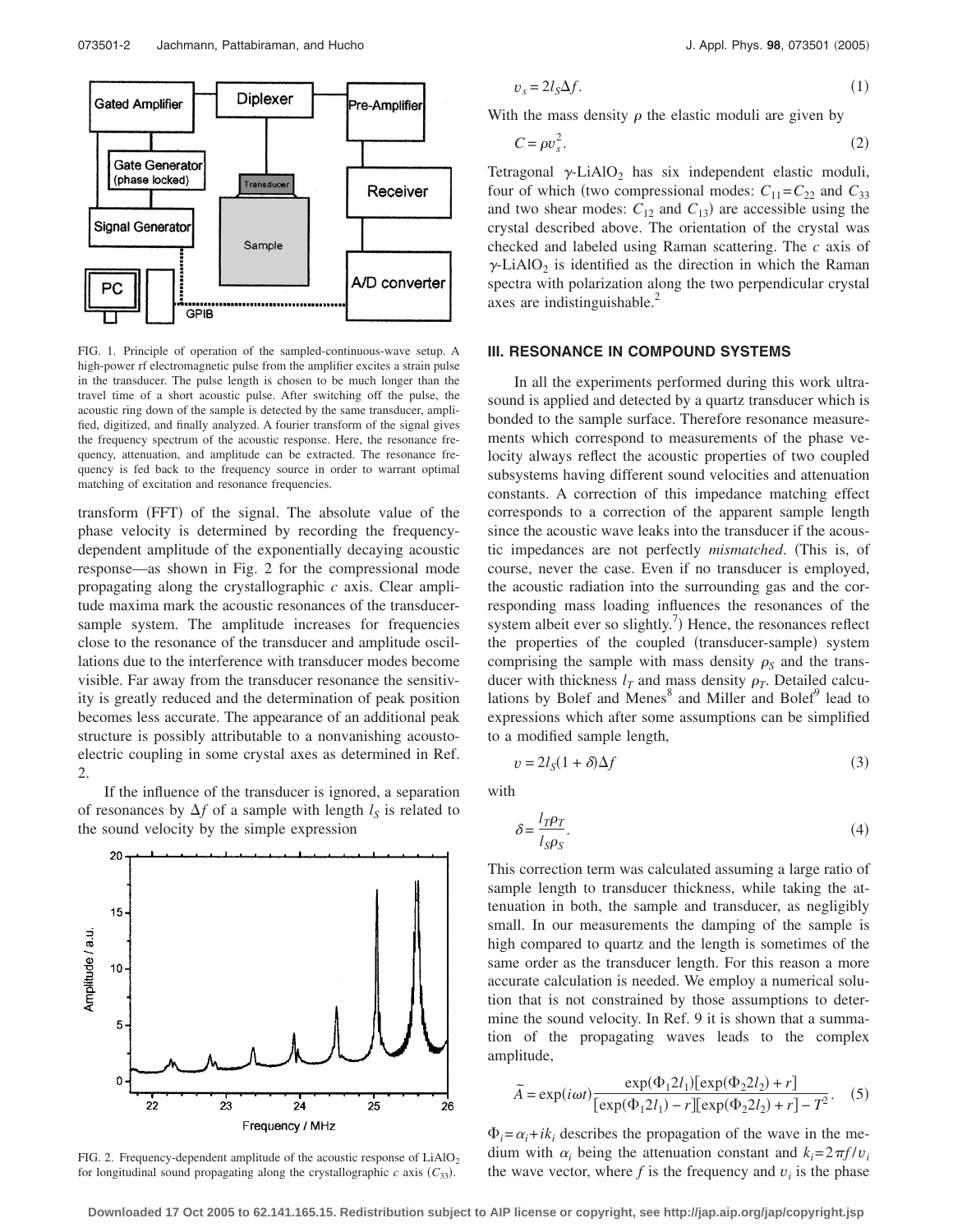FIG. 1. Principle of operation of the sampled-continuous-wave setup. A high-power rf electromagnetic pulse from the amplifier excites a strain pulse in the transducer. The pulse length is chosen to be much longer than the travel time of a short acoustic pulse. After switching off the pulse, the acoustic ring down of the sample is detected by the same transducer, amplified, digitized, and finally analyzed. A fourier transform of the signal gives the frequency spectrum of the acoustic response. Here, the resonance frequency, attenuation, and amplitude can be extracted. The resonance frequency is fed back to the frequency source in order to warrant optimal matching of excitation and resonance frequencies.

transform (FFT) of the signal. The absolute value of the phase velocity is determined by recording the frequency-dependent amplitude of the exponentially decaying acoustic response—as shown in Fig. 2 for the compressional mode propagating along the crystallographic $c$ axis. Clear amplitude maxima mark the acoustic resonances of the transducer-sample system. The amplitude increases for frequencies close to the resonance of the transducer and amplitude oscillations due to the interference with transducer modes become visible. Far away from the transducer resonance the sensitivity is greatly reduced and the determination of peak position becomes less accurate. The appearance of an additional peak structure is possibly attributable to a nonvanishing acoustoelectric coupling in some crystal axes as determined in Ref. 2.

If the influence of the transducer is ignored, a separation of resonances by $\Delta f$ of a sample with length $l_S$ is related to the sound velocity by the simple expression

FIG. 2. Frequency-dependent amplitude of the acoustic response of $LiAlO_2$ for longitudinal sound propagating along the crystallographic $c$ axis ($C_{33}$).

$$v_s = 2l_S\Delta f. \tag{1}$$

With the mass density $\rho$ the elastic moduli are given by

$$C = \rho v_s^2. \tag{2}$$

Tetragonal $\gamma$-$LiAlO_2$ has six independent elastic moduli, four of which (two compressional modes: $C_{11}=C_{22}$ and $C_{33}$ and two shear modes: $C_{12}$ and $C_{13}$) are accessible using the crystal described above. The orientation of the crystal was checked and labeled using Raman scattering. The $c$ axis of $\gamma$-$LiAlO_2$ is identified as the direction in which the Raman spectra with polarization along the two perpendicular crystal axes are indistinguishable.[2]

## III. RESONANCE IN COMPOUND SYSTEMS

In all the experiments performed during this work ultrasound is applied and detected by a quartz transducer which is bonded to the sample surface. Therefore resonance measurements which correspond to measurements of the phase velocity always reflect the acoustic properties of two coupled subsystems having different sound velocities and attenuation constants. A correction of this impedance matching effect corresponds to a correction of the apparent sample length since the acoustic wave leaks into the transducer if the acoustic impedances are not perfectly *mismatched*. (This is, of course, never the case. Even if no transducer is employed, the acoustic radiation into the surrounding gas and the corresponding mass loading influences the resonances of the system albeit ever so slightly.[7]) Hence, the resonances reflect the properties of the coupled (transducer-sample) system comprising the sample with mass density $\rho_S$ and the transducer with thickness $l_T$ and mass density $\rho_T$. Detailed calculations by Bolef and Menes[8] and Miller and Bolef[9] lead to expressions which after some assumptions can be simplified to a modified sample length,

$$v = 2l_S(1+\delta)\Delta f \tag{3}$$

with

$$\delta = \frac{l_T\rho_T}{l_S\rho_S}. \tag{4}$$

This correction term was calculated assuming a large ratio of sample length to transducer thickness, while taking the attenuation in both, the sample and transducer, as negligibly small. In our measurements the damping of the sample is high compared to quartz and the length is sometimes of the same order as the transducer length. For this reason a more accurate calculation is needed. We employ a numerical solution that is not constrained by those assumptions to determine the sound velocity. In Ref. 9 it is shown that a summation of the propagating waves leads to the complex amplitude,

$$\tilde{A} = \exp(i\omega t)\frac{\exp(\Phi_1 2l_1)[\exp(\Phi_2 2l_2)+r]}{[\exp(\Phi_1 2l_1)-r][\exp(\Phi_2 2l_2)+r]-T^2}. \tag{5}$$

$\Phi_i = \alpha_i + ik_i$ describes the propagation of the wave in the medium with $\alpha_i$ being the attenuation constant and $k_i = 2\pi f/v_i$ the wave vector, where $f$ is the frequency and $v_i$ is the phase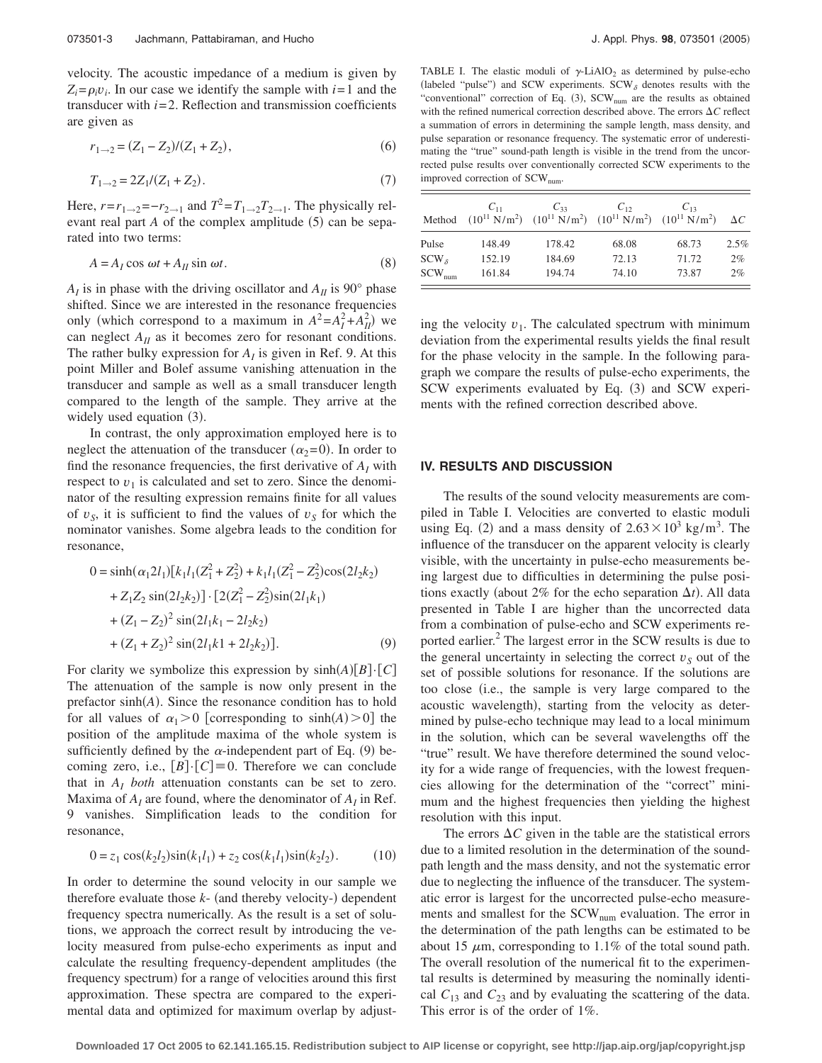velocity. The acoustic impedance of a medium is given by $Z_i = \rho_i v_i$. In our case we identify the sample with $i=1$ and the transducer with $i=2$. Reflection and transmission coefficients are given as

$$r_{1\to 2} = (Z_1 - Z_2)/(Z_1 + Z_2), \tag{6}$$

$$T_{1\to 2} = 2Z_1/(Z_1 + Z_2). \tag{7}$$

Here, $r = r_{1\to 2} = -r_{2\to 1}$ and $T^2 = T_{1\to 2}T_{2\to 1}$. The physically relevant real part $A$ of the complex amplitude (5) can be separated into two terms:

$$A = A_I \cos \omega t + A_{II} \sin \omega t. \tag{8}$$

$A_I$ is in phase with the driving oscillator and $A_{II}$ is 90° phase shifted. Since we are interested in the resonance frequencies only (which correspond to a maximum in $A^2 = A_I^2 + A_{II}^2$) we can neglect $A_{II}$ as it becomes zero for resonant conditions. The rather bulky expression for $A_I$ is given in Ref. 9. At this point Miller and Bolef assume vanishing attenuation in the transducer and sample as well as a small transducer length compared to the length of the sample. They arrive at the widely used equation (3).

In contrast, the only approximation employed here is to neglect the attenuation of the transducer ($\alpha_2 = 0$). In order to find the resonance frequencies, the first derivative of $A_I$ with respect to $v_1$ is calculated and set to zero. Since the denominator of the resulting expression remains finite for all values of $v_S$, it is sufficient to find the values of $v_S$ for which the nominator vanishes. Some algebra leads to the condition for resonance,

$$\begin{aligned} 0 = {} & \sinh(\alpha_1 2l_1)[k_1 l_1(Z_1^2 + Z_2^2) + k_1 l_1(Z_1^2 - Z_2^2)\cos(2l_2k_2) \\ & + Z_1 Z_2 \sin(2l_2k_2)] \cdot [2(Z_1^2 - Z_2^2)\sin(2l_1k_1) \\ & + (Z_1 - Z_2)^2 \sin(2l_1k_1 - 2l_2k_2) \\ & + (Z_1 + Z_2)^2 \sin(2l_1k1 + 2l_2k_2)]. \end{aligned} \tag{9}$$

For clarity we symbolize this expression by $\sinh(A)[B]\cdot[C]$ The attenuation of the sample is now only present in the prefactor $\sinh(A)$. Since the resonance condition has to hold for all values of $\alpha_1 > 0$ [corresponding to $\sinh(A) > 0$] the position of the amplitude maxima of the whole system is sufficiently defined by the $\alpha$-independent part of Eq. (9) becoming zero, i.e., $[B]\cdot[C] \equiv 0$. Therefore we can conclude that in $A_I$ *both* attenuation constants can be set to zero. Maxima of $A_I$ are found, where the denominator of $A_I$ in Ref. 9 vanishes. Simplification leads to the condition for resonance,

$$0 = z_1 \cos(k_2 l_2)\sin(k_1 l_1) + z_2 \cos(k_1 l_1)\sin(k_2 l_2). \tag{10}$$

In order to determine the sound velocity in our sample we therefore evaluate those $k$- (and thereby velocity-) dependent frequency spectra numerically. As the result is a set of solutions, we approach the correct result by introducing the velocity measured from pulse-echo experiments as input and calculate the resulting frequency-dependent amplitudes (the frequency spectrum) for a range of velocities around this first approximation. These spectra are compared to the experimental data and optimized for maximum overlap by adjusting the velocity $v_1$. The calculated spectrum with minimum deviation from the experimental results yields the final result for the phase velocity in the sample. In the following paragraph we compare the results of pulse-echo experiments, the SCW experiments evaluated by Eq. (3) and SCW experiments with the refined correction described above.

TABLE I. The elastic moduli of $\gamma$-$LiAlO_2$ as determined by pulse-echo (labeled "pulse") and SCW experiments. $SCW_\delta$ denotes results with the "conventional" correction of Eq. (3), $SCW_{num}$ are the results as obtained with the refined numerical correction described above. The errors $\Delta C$ reflect a summation of errors in determining the sample length, mass density, and pulse separation or resonance frequency. The systematic error of underestimating the "true" sound-path length is visible in the trend from the uncorrected pulse results over conventionally corrected SCW experiments to the improved correction of $SCW_{num}$.

| Method | $C_{11}$ ($10^{11}$ N/m$^2$) | $C_{33}$ ($10^{11}$ N/m$^2$) | $C_{12}$ ($10^{11}$ N/m$^2$) | $C_{13}$ ($10^{11}$ N/m$^2$) | $\Delta C$ |
|---|---|---|---|---|---|
| Pulse | 148.49 | 178.42 | 68.08 | 68.73 | 2.5% |
| $SCW_\delta$ | 152.19 | 184.69 | 72.13 | 71.72 | 2% |
| $SCW_{num}$ | 161.84 | 194.74 | 74.10 | 73.87 | 2% |

## IV. RESULTS AND DISCUSSION

The results of the sound velocity measurements are compiled in Table I. Velocities are converted to elastic moduli using Eq. (2) and a mass density of $2.63 \times 10^3$ kg/m$^3$. The influence of the transducer on the apparent velocity is clearly visible, with the uncertainty in pulse-echo measurements being largest due to difficulties in determining the pulse positions exactly (about 2% for the echo separation $\Delta t$). All data presented in Table I are higher than the uncorrected data from a combination of pulse-echo and SCW experiments reported earlier.[2] The largest error in the SCW results is due to the general uncertainty in selecting the correct $v_S$ out of the set of possible solutions for resonance. If the solutions are too close (i.e., the sample is very large compared to the acoustic wavelength), starting from the velocity as determined by pulse-echo technique may lead to a local minimum in the solution, which can be several wavelengths off the "true" result. We have therefore determined the sound velocity for a wide range of frequencies, with the lowest frequencies allowing for the determination of the "correct" minimum and the highest frequencies then yielding the highest resolution with this input.

The errors $\Delta C$ given in the table are the statistical errors due to a limited resolution in the determination of the sound-path length and the mass density, and not the systematic error due to neglecting the influence of the transducer. The systematic error is largest for the uncorrected pulse-echo measurements and smallest for the $SCW_{num}$ evaluation. The error in the determination of the path lengths can be estimated to be about 15 $\mu$m, corresponding to 1.1% of the total sound path. The overall resolution of the numerical fit to the experimental results is determined by measuring the nominally identical $C_{13}$ and $C_{23}$ and by evaluating the scattering of the data. This error is of the order of 1%.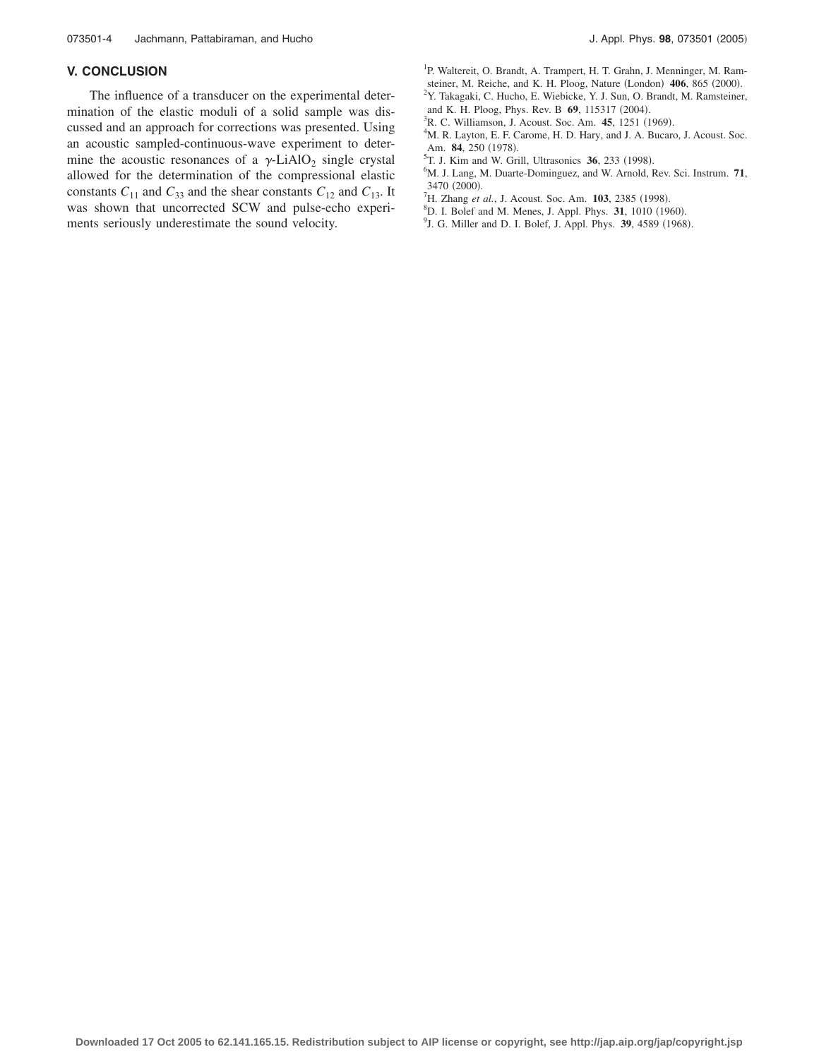## V. CONCLUSION

The influence of a transducer on the experimental determination of the elastic moduli of a solid sample was discussed and an approach for corrections was presented. Using an acoustic sampled-continuous-wave experiment to determine the acoustic resonances of a $\gamma$-$LiAlO_2$ single crystal allowed for the determination of the compressional elastic constants $C_{11}$ and $C_{33}$ and the shear constants $C_{12}$ and $C_{13}$. It was shown that uncorrected SCW and pulse-echo experiments seriously underestimate the sound velocity.

[1] P. Waltereit, O. Brandt, A. Trampert, H. T. Grahn, J. Menninger, M. Ramsteiner, M. Reiche, and K. H. Ploog, Nature (London) **406**, 865 (2000).
[2] Y. Takagaki, C. Hucho, E. Wiebicke, Y. J. Sun, O. Brandt, M. Ramsteiner, and K. H. Ploog, Phys. Rev. B **69**, 115317 (2004).
[3] R. C. Williamson, J. Acoust. Soc. Am. **45**, 1251 (1969).
[4] M. R. Layton, E. F. Carome, H. D. Hary, and J. A. Bucaro, J. Acoust. Soc. Am. **84**, 250 (1978).
[5] T. J. Kim and W. Grill, Ultrasonics **36**, 233 (1998).
[6] M. J. Lang, M. Duarte-Dominguez, and W. Arnold, Rev. Sci. Instrum. **71**, 3470 (2000).
[7] H. Zhang *et al.*, J. Acoust. Soc. Am. **103**, 2385 (1998).
[8] D. I. Bolef and M. Menes, J. Appl. Phys. **31**, 1010 (1960).
[9] J. G. Miller and D. I. Bolef, J. Appl. Phys. **39**, 4589 (1968).